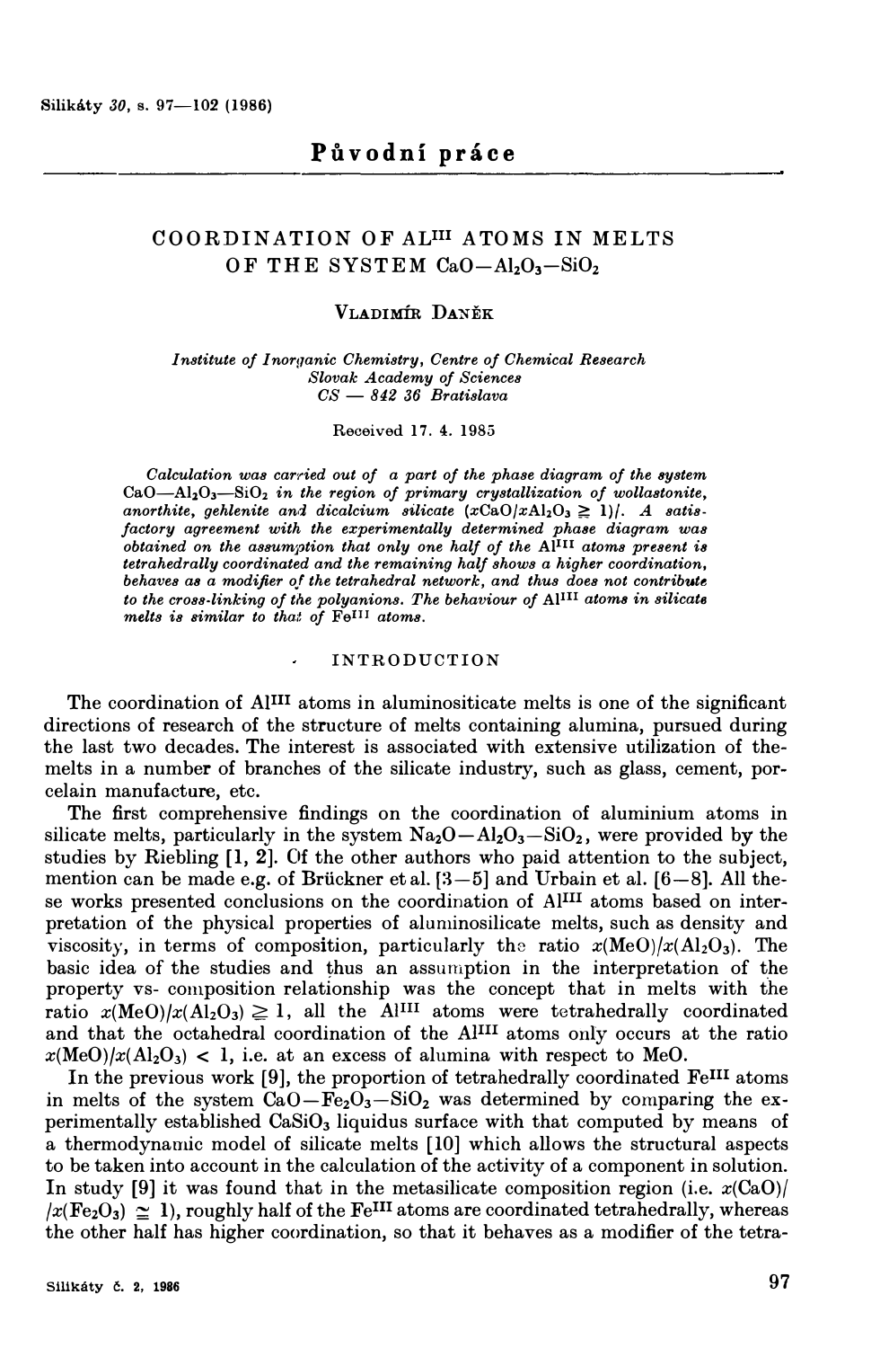## Původní práce

# COORDINATION OF $Al^{III}$ ATOMS IN MELTS OF THE SYSTEM $CaO-Al_2O_3-SiO_2$

VLADIMÍR DANĚK

*Institute of Inorganic Chemistry, Centre of Chemical Research*
*Slovak Academy of Sciences*
*CS — 842 36 Bratislava*

Received 17. 4. 1985

*Calculation was carried out of a part of the phase diagram of the system $CaO-Al_2O_3-SiO_2$ in the region of primary crystallization of wollastonite, anorthite, gehlenite and dicalcium silicate ($xCaO/xAl_2O_3 \geqq 1$). A satisfactory agreement with the experimentally determined phase diagram was obtained on the assumption that only one half of the $Al^{III}$ atoms present is tetrahedrally coordinated and the remaining half shows a higher coordination, behaves as a modifier of the tetrahedral network, and thus does not contribute to the cross-linking of the polyanions. The behaviour of $Al^{III}$ atoms in silicate melts is similar to that of $Fe^{III}$ atoms.*

## INTRODUCTION

The coordination of $Al^{III}$ atoms in aluminositicate melts is one of the significant directions of research of the structure of melts containing alumina, pursued during the last two decades. The interest is associated with extensive utilization of the melts in a number of branches of the silicate industry, such as glass, cement, porcelain manufacture, etc.

The first comprehensive findings on the coordination of aluminium atoms in silicate melts, particularly in the system $Na_2O-Al_2O_3-SiO_2$, were provided by the studies by Riebling [1, 2]. Of the other authors who paid attention to the subject, mention can be made e.g. of Brückner et al. [3—5] and Urbain et al. [6—8]. All these works presented conclusions on the coordination of $Al^{III}$ atoms based on interpretation of the physical properties of aluminosilicate melts, such as density and viscosity, in terms of composition, particularly the ratio $x(MeO)/x(Al_2O_3)$. The basic idea of the studies and thus an assumption in the interpretation of the property vs- composition relationship was the concept that in melts with the ratio $x(MeO)/x(Al_2O_3) \geqq 1$, all the $Al^{III}$ atoms were tetrahedrally coordinated and that the octahedral coordination of the $Al^{III}$ atoms only occurs at the ratio $x(MeO)/x(Al_2O_3) < 1$, i.e. at an excess of alumina with respect to MeO.

In the previous work [9], the proportion of tetrahedrally coordinated $Fe^{III}$ atoms in melts of the system $CaO-Fe_2O_3-SiO_2$ was determined by comparing the experimentally established $CaSiO_3$ liquidus surface with that computed by means of a thermodynamic model of silicate melts [10] which allows the structural aspects to be taken into account in the calculation of the activity of a component in solution. In study [9] it was found that in the metasilicate composition region (i.e. $x(CaO)/x(Fe_2O_3) \cong 1$), roughly half of the $Fe^{III}$ atoms are coordinated tetrahedrally, whereas the other half has higher coordination, so that it behaves as a modifier of the tetra-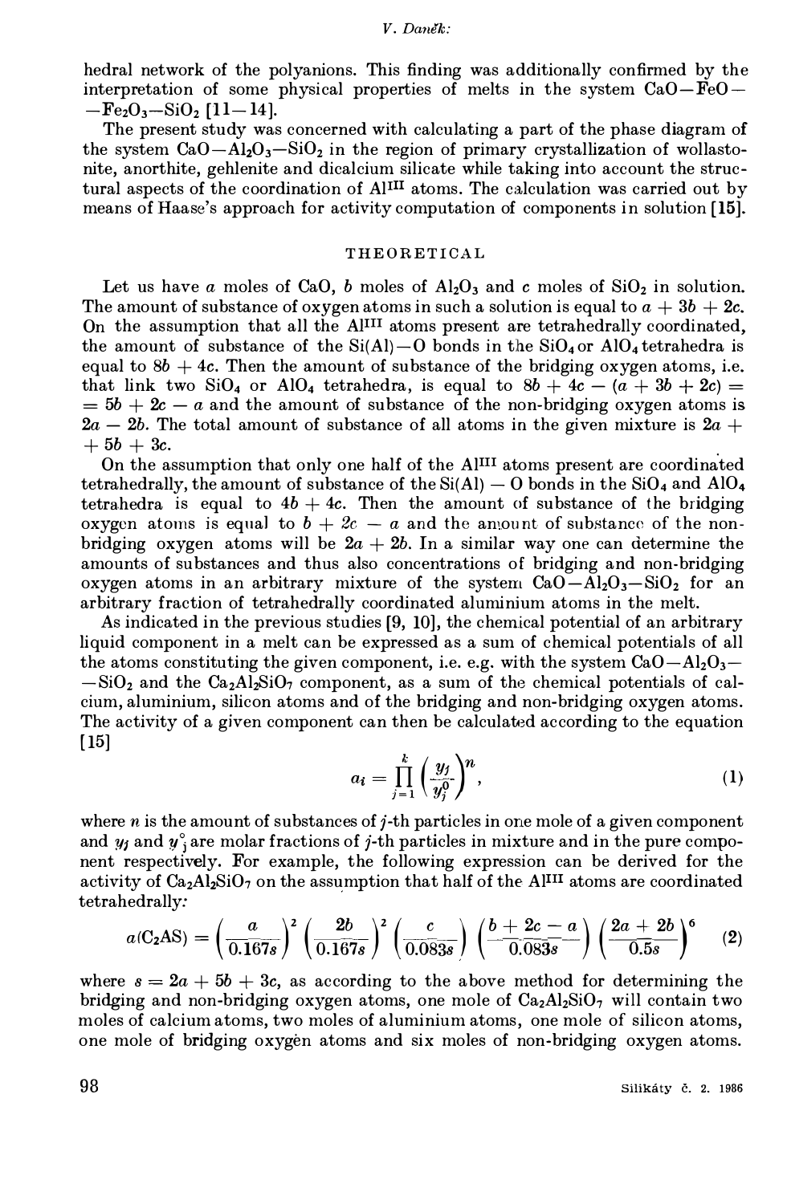hedral network of the polyanions. This finding was additionally confirmed by the interpretation of some physical properties of melts in the system $CaO-FeO-Fe_2O_3-SiO_2$ [11–14].

The present study was concerned with calculating a part of the phase diagram of the system $CaO-Al_2O_3-SiO_2$ in the region of primary crystallization of wollastonite, anorthite, gehlenite and dicalcium silicate while taking into account the structural aspects of the coordination of $Al^{III}$ atoms. The calculation was carried out by means of Haase's approach for activity computation of components in solution [15].

## THEORETICAL

Let us have $a$ moles of CaO, $b$ moles of $Al_2O_3$ and $c$ moles of $SiO_2$ in solution. The amount of substance of oxygen atoms in such a solution is equal to $a + 3b + 2c$. On the assumption that all the $Al^{III}$ atoms present are tetrahedrally coordinated, the amount of substance of the Si(Al)—O bonds in the $SiO_4$ or $AlO_4$ tetrahedra is equal to $8b + 4c$. Then the amount of substance of the bridging oxygen atoms, i.e. that link two $SiO_4$ or $AlO_4$ tetrahedra, is equal to $8b + 4c - (a + 3b + 2c) = 5b + 2c - a$ and the amount of substance of the non-bridging oxygen atoms is $2a - 2b$. The total amount of substance of all atoms in the given mixture is $2a + 5b + 3c$.

On the assumption that only one half of the $Al^{III}$ atoms present are coordinated tetrahedrally, the amount of substance of the Si(Al) — O bonds in the $SiO_4$ and $AlO_4$ tetrahedra is equal to $4b + 4c$. Then the amount of substance of the bridging oxygen atoms is equal to $b + 2c - a$ and the amount of substance of the non-bridging oxygen atoms will be $2a + 2b$. In a similar way one can determine the amounts of substances and thus also concentrations of bridging and non-bridging oxygen atoms in an arbitrary mixture of the system $CaO-Al_2O_3-SiO_2$ for an arbitrary fraction of tetrahedrally coordinated aluminium atoms in the melt.

As indicated in the previous studies [9, 10], the chemical potential of an arbitrary liquid component in a melt can be expressed as a sum of chemical potentials of all the atoms constituting the given component, i.e. e.g. with the system $CaO-Al_2O_3-SiO_2$ and the $Ca_2Al_2SiO_7$ component, as a sum of the chemical potentials of calcium, aluminium, silicon atoms and of the bridging and non-bridging oxygen atoms. The activity of a given component can then be calculated according to the equation [15]

$$a_i = \prod_{j=1}^{k} \left( \frac{y_j}{y_j^0} \right)^n, \tag{1}$$

where $n$ is the amount of substances of $j$-th particles in one mole of a given component and $y_j$ and $y^\circ_j$ are molar fractions of $j$-th particles in mixture and in the pure component respectively. For example, the following expression can be derived for the activity of $Ca_2Al_2SiO_7$ on the assumption that half of the $Al^{III}$ atoms are coordinated tetrahedrally:

$$a(C_2AS) = \left( \frac{a}{0.167s} \right)^2 \left( \frac{2b}{0.167s} \right)^2 \left( \frac{c}{0.083s} \right) \left( \frac{b + 2c - a}{0.083s} \right) \left( \frac{2a + 2b}{0.5s} \right)^6 \tag{2}$$

where $s = 2a + 5b + 3c$, as according to the above method for determining the bridging and non-bridging oxygen atoms, one mole of $Ca_2Al_2SiO_7$ will contain two moles of calcium atoms, two moles of aluminium atoms, one mole of silicon atoms, one mole of bridging oxygen atoms and six moles of non-bridging oxygen atoms.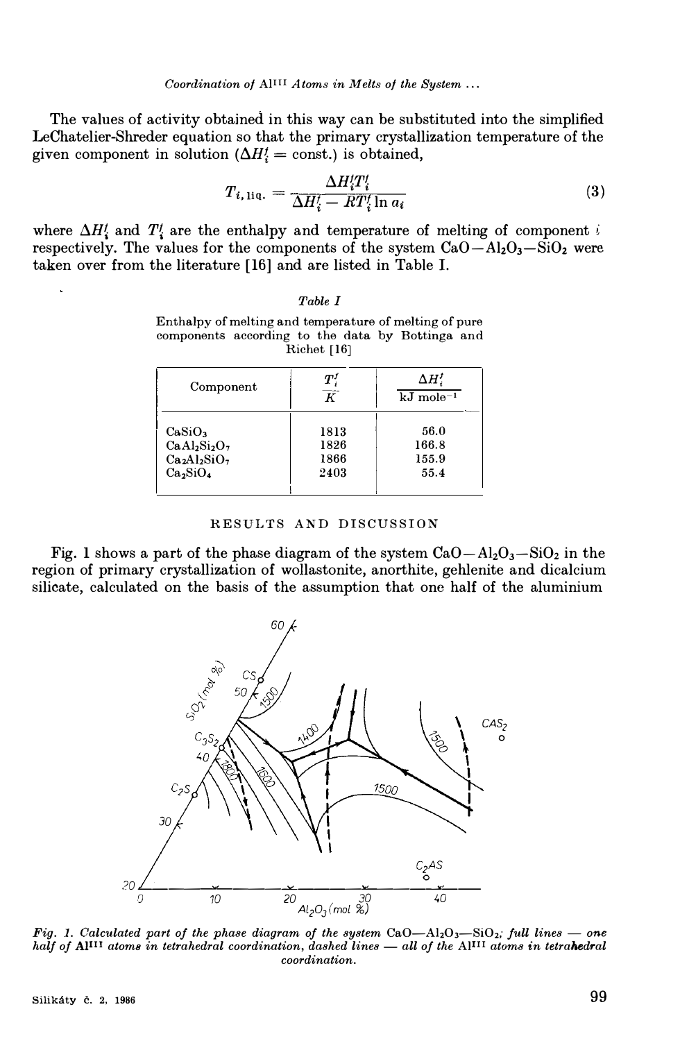The values of activity obtained in this way can be substituted into the simplified LeChatelier-Shreder equation so that the primary crystallization temperature of the given component in solution ($\Delta H_i^f = \text{const.}$) is obtained,

$$T_{i,\,\text{liq.}} = \frac{\Delta H_i^f T_i^f}{\Delta H_i^f - RT_i^f \ln a_i} \tag{3}$$

where $\Delta H_i^f$ and $T_i^f$ are the enthalpy and temperature of melting of component $i$ respectively. The values for the components of the system $CaO-Al_2O_3-SiO_2$ were taken over from the literature [16] and are listed in Table I.

*Table I*

Enthalpy of melting and temperature of melting of pure components according to the data by Bottinga and Richet [16]

| Component | $\frac{T_i^f}{K}$ | $\frac{\Delta H_i^f}{\text{kJ mole}^{-1}}$ |
|---|---|---|
| $CaSiO_3$ | 1813 | 56.0 |
| $CaAl_2Si_2O_7$ | 1826 | 166.8 |
| $Ca_2Al_2SiO_7$ | 1866 | 155.9 |
| $Ca_2SiO_4$ | 2403 | 55.4 |

## RESULTS AND DISCUSSION

Fig. 1 shows a part of the phase diagram of the system $CaO-Al_2O_3-SiO_2$ in the region of primary crystallization of wollastonite, anorthite, gehlenite and dicalcium silicate, calculated on the basis of the assumption that one half of the aluminium

*Fig. 1. Calculated part of the phase diagram of the system* $CaO-Al_2O_3-SiO_2$*; full lines — one half of* $Al^{III}$ *atoms in tetrahedral coordination, dashed lines — all of the* $Al^{III}$ *atoms in tetrahedral coordination.*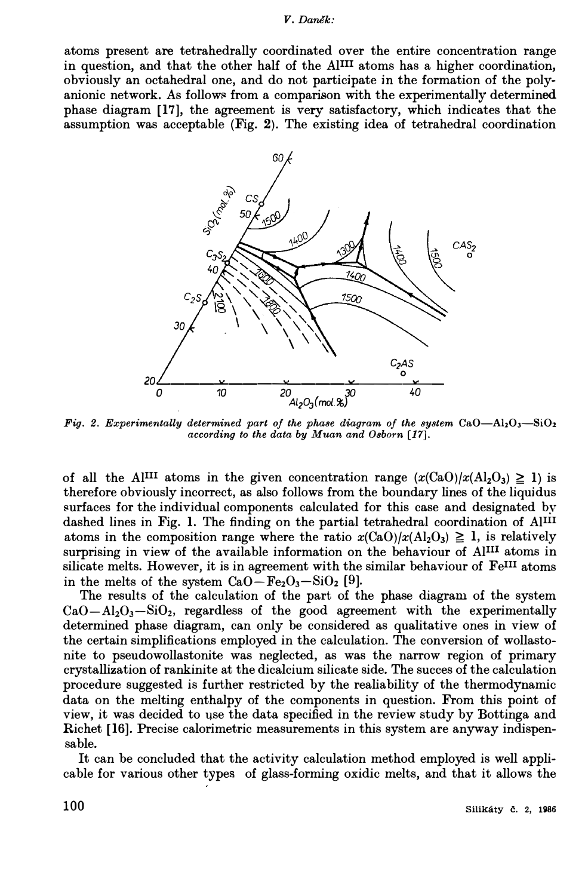atoms present are tetrahedrally coordinated over the entire concentration range in question, and that the other half of the $Al^{III}$ atoms has a higher coordination, obviously an octahedral one, and do not participate in the formation of the polyanionic network. As follows from a comparison with the experimentally determined phase diagram [17], the agreement is very satisfactory, which indicates that the assumption was acceptable (Fig. 2). The existing idea of tetrahedral coordination

*Fig. 2. Experimentally determined part of the phase diagram of the system* $CaO—Al_2O_3—SiO_2$ *according to the data by Muan and Osborn [17].*

of all the $Al^{III}$ atoms in the given concentration range $(x(CaO)/x(Al_2O_3) \geqq 1)$ is therefore obviously incorrect, as also follows from the boundary lines of the liquidus surfaces for the individual components calculated for this case and designated by dashed lines in Fig. 1. The finding on the partial tetrahedral coordination of $Al^{III}$ atoms in the composition range where the ratio $x(CaO)/x(Al_2O_3) \geqq 1$, is relatively surprising in view of the available information on the behaviour of $Al^{III}$ atoms in silicate melts. However, it is in agreement with the similar behaviour of $Fe^{III}$ atoms in the melts of the system $CaO—Fe_2O_3—SiO_2$ [9].

The results of the calculation of the part of the phase diagram of the system $CaO—Al_2O_3—SiO_2$, regardless of the good agreement with the experimentally determined phase diagram, can only be considered as qualitative ones in view of the certain simplifications employed in the calculation. The conversion of wollastonite to pseudowollastonite was neglected, as was the narrow region of primary crystallization of rankinite at the dicalcium silicate side. The succes of the calculation procedure suggested is further restricted by the realiability of the thermodynamic data on the melting enthalpy of the components in question. From this point of view, it was decided to use the data specified in the review study by Bottinga and Richet [16]. Precise calorimetric measurements in this system are anyway indispensable.

It can be concluded that the activity calculation method employed is well applicable for various other types of glass-forming oxidic melts, and that it allows the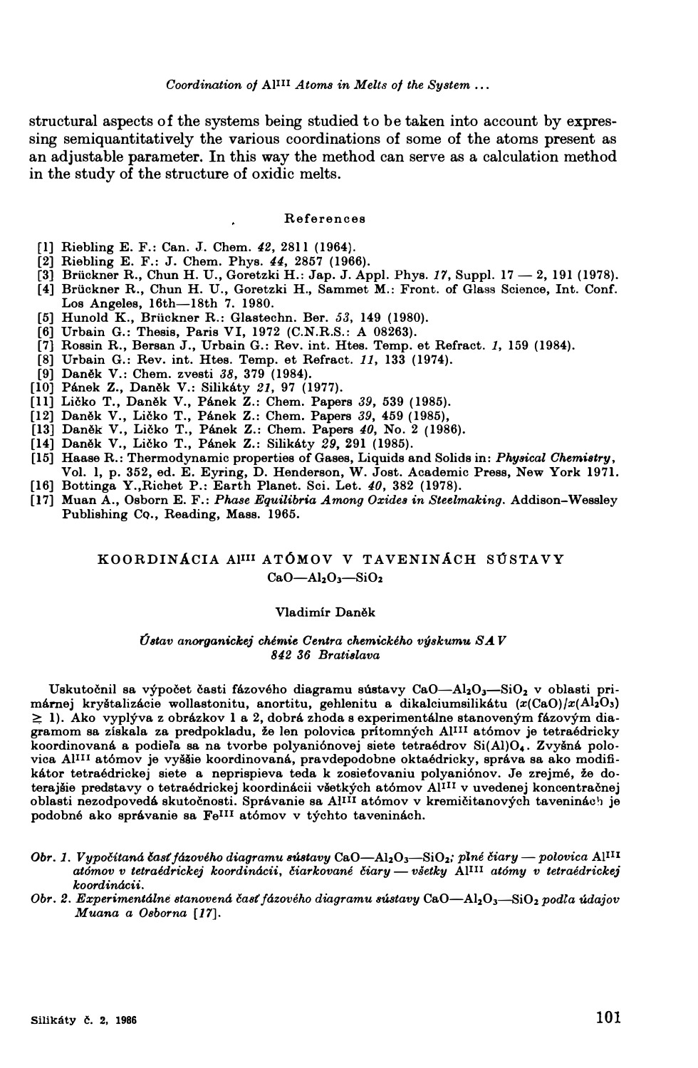structural aspects of the systems being studied to be taken into account by expressing semiquantitatively the various coordinations of some of the atoms present as an adjustable parameter. In this way the method can serve as a calculation method in the study of the structure of oxidic melts.

## References

[1] Riebling E. F.: Can. J. Chem. *42*, 2811 (1964).
[2] Riebling E. F.: J. Chem. Phys. *44*, 2857 (1966).
[3] Brückner R., Chun H. U., Goretzki H.: Jap. J. Appl. Phys. *17*, Suppl. 17 — 2, 191 (1978).
[4] Brückner R., Chun H. U., Goretzki H., Sammet M.: Front. of Glass Science, Int. Conf. Los Angeles, 16th—18th 7. 1980.
[5] Hunold K., Brückner R.: Glastechn. Ber. *53*, 149 (1980).
[6] Urbain G.: Thesis, Paris VI, 1972 (C.N.R.S.: A 08263).
[7] Rossin R., Bersan J., Urbain G.: Rev. int. Htes. Temp. et Refract. *1*, 159 (1984).
[8] Urbain G.: Rev. int. Htes. Temp. et Refract. *11*, 133 (1974).
[9] Daněk V.: Chem. zvesti *38*, 379 (1984).
[10] Pánek Z., Daněk V.: Silikáty *21*, 97 (1977).
[11] Ličko T., Daněk V., Pánek Z.: Chem. Papers *39*, 539 (1985).
[12] Daněk V., Ličko T., Pánek Z.: Chem. Papers *39*, 459 (1985),
[13] Daněk V., Ličko T., Pánek Z.: Chem. Papers *40*, No. 2 (1986).
[14] Daněk V., Ličko T., Pánek Z.: Silikáty *29*, 291 (1985).
[15] Haase R.: Thermodynamic properties of Gases, Liquids and Solids in: *Physical Chemistry*, Vol. 1, p. 352, ed. E. Eyring, D. Henderson, W. Jost. Academic Press, New York 1971.
[16] Bottinga Y., Richet P.: Earth Planet. Sci. Let. *40*, 382 (1978).
[17] Muan A., Osborn E. F.: *Phase Equilibria Among Oxides in Steelmaking*. Addison-Wessley Publishing Co., Reading, Mass. 1965.

## KOORDINÁCIA $Al^{III}$ ATÓMOV V TAVENINÁCH SÚSTAVY $CaO—Al_2O_3—SiO_2$

Vladimír Daněk

*Ústav anorganickej chémie Centra chemického výskumu SAV*
*842 36 Bratislava*

Uskutočnil sa výpočet časti fázového diagramu sústavy $CaO—Al_2O_3—SiO_2$ v oblasti primárnej kryštalizácie wollastonitu, anortitu, gehlenitu a dikalciumsilikátu ($x(CaO)/x(Al_2O_3) \geq 1$). Ako vyplýva z obrázkov 1 a 2, dobrá zhoda s experimentálne stanoveným fázovým diagramom sa získala za predpokladu, že len polovica prítomných $Al^{III}$ atómov je tetraédricky koordinovaná a podieľa sa na tvorbe polyaniónovej siete tetraédrov $Si(Al)O_4$. Zvyšná polovica $Al^{III}$ atómov je vyššie koordinovaná, pravdepodobne oktaédricky, správa sa ako modifikátor tetraédrickej siete a neprispieva teda k zosieťovaniu polyaniónov. Je zrejmé, že doterajšie predstavy o tetraédrickej koordinácii všetkých atómov $Al^{III}$ v uvedenej koncentračnej oblasti nezodpovedá skutočnosti. Správanie sa $Al^{III}$ atómov v kremičitanových taveninách je podobné ako správanie sa $Fe^{III}$ atómov v týchto taveninách.

*Obr. 1. Vypočítaná časť fázového diagramu sústavy* $CaO—Al_2O_3—SiO_2$*; plné čiary — polovica* $Al^{III}$ *atómov v tetraédrickej koordinácii, čiarkované čiary — všetky* $Al^{III}$ *atómy v tetraédrickej koordinácii.*

*Obr. 2. Experimentálne stanovená časť fázového diagramu sústavy* $CaO—Al_2O_3—SiO_2$ *podľa údajov Muana a Osborna [17].*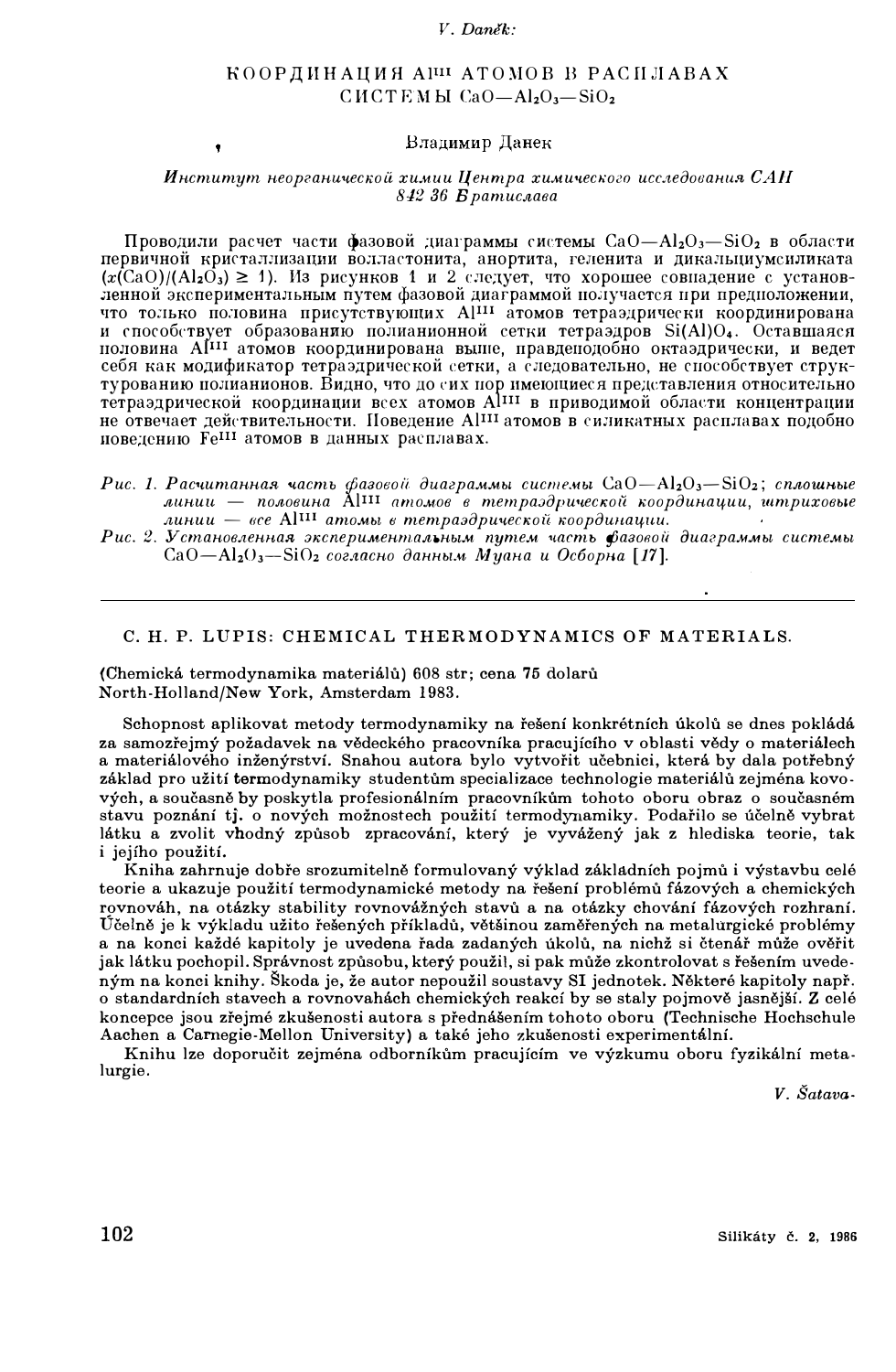*V. Daněk:*

## КООРДИНАЦИЯ $Al^{III}$ АТОМОВ В РАСПЛАВАХ СИСТЕМЫ $CaO—Al_2O_3—SiO_2$

Владимир Данек

*Институт неорганической химии Центра химического исследования САН 842 36 Братислава*

Проводили расчет части фазовой диаграммы системы $CaO—Al_2O_3—SiO_2$ в области первичной кристаллизации волластонита, анортита, геленита и дикальциумсиликата ($x(CaO)/(Al_2O_3) \geq 1$). Из рисунков 1 и 2 следует, что хорошее совпадение с установленной экспериментальным путем фазовой диаграммой получается при предположении, что только половина присутствующих $Al^{III}$ атомов тетраэдрически координирована и способствует образованию полианионной сетки тетраэдров $Si(Al)O_4$. Оставшаяся половина $Al^{III}$ атомов координирована выше, правдеподобно октаэдрически, и ведет себя как модификатор тетраэдрической сетки, а следовательно, не способствует структурованию полианионов. Видно, что до сих пор имеющиеся представления относительно тетраэдрической координации всех атомов $Al^{III}$ в приводимой области концентрации не отвечает действительности. Поведение $Al^{III}$ атомов в силикатных расплавах подобно поведению $Fe^{III}$ атомов в данных расплавах.

*Рис. 1. Расчитанная часть фазовой диаграммы системы* $CaO—Al_2O_3—SiO_2$; *сплошные линии — половина* $Al^{III}$ *атомов в тетраэдрической координации, штриховые линии — все* $Al^{III}$ *атомы в тетраэдрической координации.*

*Рис. 2. Установленная экспериментальным путем часть фазовой диаграммы системы* $CaO—Al_2O_3—SiO_2$ *согласно данным Муана и Осборна* [17].

---

## C. H. P. LUPIS: CHEMICAL THERMODYNAMICS OF MATERIALS.

(Chemická termodynamika materiálů) 608 str; cena 75 dolarů
North-Holland/New York, Amsterdam 1983.

Schopnost aplikovat metody termodynamiky na řešení konkrétních úkolů se dnes pokládá za samozřejmý požadavek na vědeckého pracovníka pracujícího v oblasti vědy o materiálech a materiálového inženýrství. Snahou autora bylo vytvořit učebnici, která by dala potřebný základ pro užití termodynamiky studentům specializace technologie materiálů zejména kovových, a současně by poskytla profesionálním pracovníkům tohoto oboru obraz o současném stavu poznání tj. o nových možnostech použití termodynamiky. Podařilo se účelně vybrat látku a zvolit vhodný způsob zpracování, který je vyvážený jak z hlediska teorie, tak i jejího použití.

Kniha zahrnuje dobře srozumitelně formulovaný výklad základních pojmů i výstavbu celé teorie a ukazuje použití termodynamické metody na řešení problémů fázových a chemických rovnováh, na otázky stability rovnovážných stavů a na otázky chování fázových rozhraní. Účelně je k výkladu užito řešených příkladů, většinou zaměřených na metalurgické problémy a na konci každé kapitoly je uvedena řada zadaných úkolů, na nichž si čtenář může ověřit jak látku pochopil. Správnost způsobu, který použil, si pak může zkontrolovat s řešením uvedeným na konci knihy. Škoda je, že autor nepoužil soustavy SI jednotek. Některé kapitoly např. o standardních stavech a rovnovahách chemických reakcí by se staly pojmově jasnější. Z celé koncepce jsou zřejmé zkušenosti autora s přednášením tohoto oboru (Technische Hochschule Aachen a Carnegie-Mellon University) a také jeho zkušenosti experimentální.

Knihu lze doporučit zejména odborníkům pracujícím ve výzkumu oboru fyzikální metalurgie.

*V. Šatava*